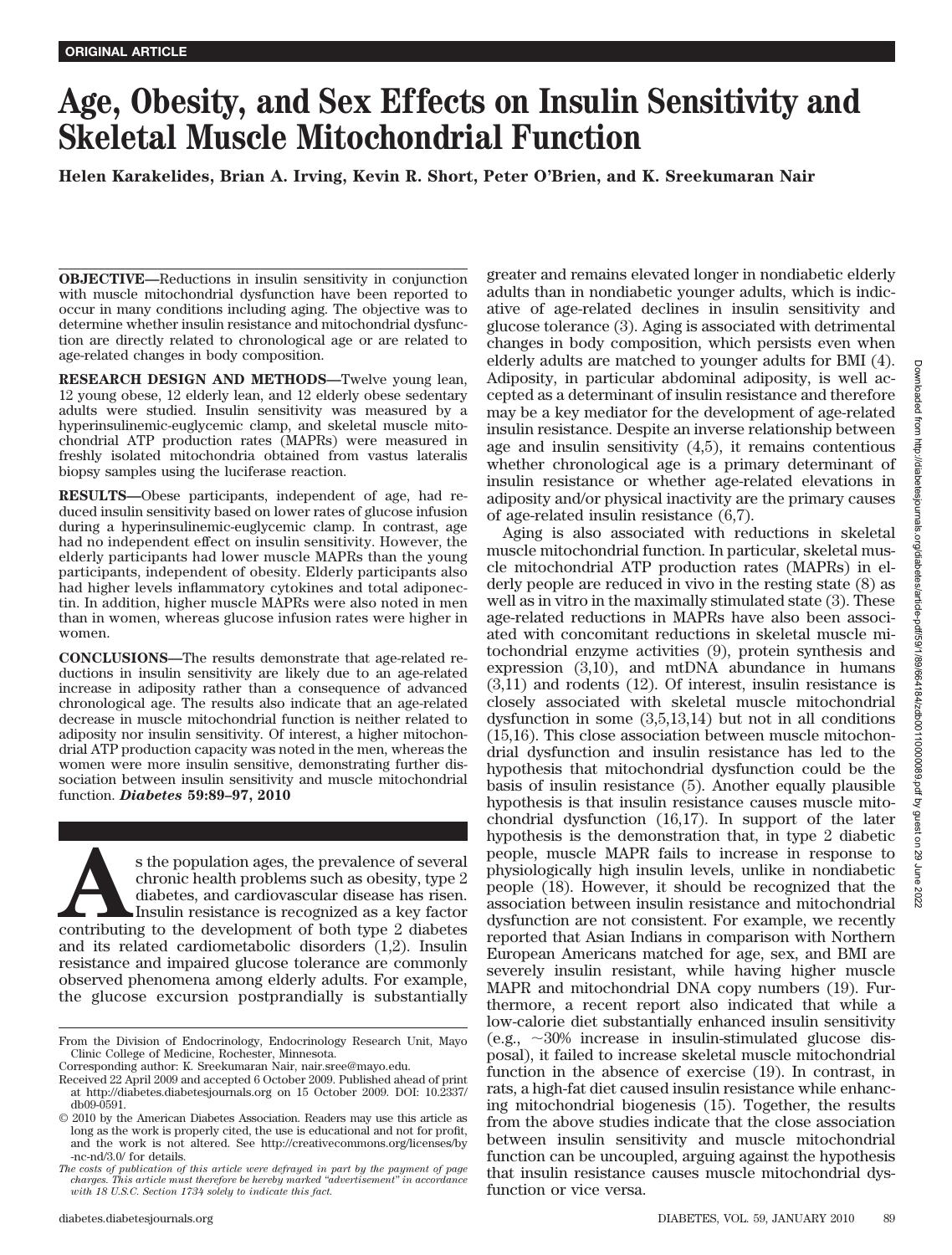ORIGINAL ARTICLE

# Age, Obesity, and Sex Effects on Insulin Sensitivity and Skeletal Muscle Mitochondrial Function

**Helen Karakelides, Brian A. Irving, Kevin R. Short, Peter O'Brien, and K. Sreekumaran Nair**

**OBJECTIVE—**Reductions in insulin sensitivity in conjunction with muscle mitochondrial dysfunction have been reported to occur in many conditions including aging. The objective was to determine whether insulin resistance and mitochondrial dysfunction are directly related to chronological age or are related to age-related changes in body composition.

**RESEARCH DESIGN AND METHODS—**Twelve young lean, 12 young obese, 12 elderly lean, and 12 elderly obese sedentary adults were studied. Insulin sensitivity was measured by a hyperinsulinemic-euglycemic clamp, and skeletal muscle mitochondrial ATP production rates (MAPRs) were measured in freshly isolated mitochondria obtained from vastus lateralis biopsy samples using the luciferase reaction.

**RESULTS—**Obese participants, independent of age, had reduced insulin sensitivity based on lower rates of glucose infusion during a hyperinsulinemic-euglycemic clamp. In contrast, age had no independent effect on insulin sensitivity. However, the elderly participants had lower muscle MAPRs than the young participants, independent of obesity. Elderly participants also had higher levels inflammatory cytokines and total adiponectin. In addition, higher muscle MAPRs were also noted in men than in women, whereas glucose infusion rates were higher in women.

**CONCLUSIONS—**The results demonstrate that age-related reductions in insulin sensitivity are likely due to an age-related increase in adiposity rather than a consequence of advanced chronological age. The results also indicate that an age-related decrease in muscle mitochondrial function is neither related to adiposity nor insulin sensitivity. Of interest, a higher mitochondrial ATP production capacity was noted in the men, whereas the women were more insulin sensitive, demonstrating further dissociation between insulin sensitivity and muscle mitochondrial function. ***Diabetes* 59:89–97, 2010**

As the population ages, the prevalence of several chronic health problems such as obesity, type 2 diabetes, and cardiovascular disease has risen. Insulin resistance is recognized as a key factor contributing to the development of both type 2 diabetes and its related cardiometabolic disorders (1,2). Insulin resistance and impaired glucose tolerance are commonly observed phenomena among elderly adults. For example, the glucose excursion postprandially is substantially greater and remains elevated longer in nondiabetic elderly adults than in nondiabetic younger adults, which is indicative of age-related declines in insulin sensitivity and glucose tolerance (3). Aging is associated with detrimental changes in body composition, which persists even when elderly adults are matched to younger adults for BMI (4). Adiposity, in particular abdominal adiposity, is well accepted as a determinant of insulin resistance and therefore may be a key mediator for the development of age-related insulin resistance. Despite an inverse relationship between age and insulin sensitivity (4,5), it remains contentious whether chronological age is a primary determinant of insulin resistance or whether age-related elevations in adiposity and/or physical inactivity are the primary causes of age-related insulin resistance (6,7).

Aging is also associated with reductions in skeletal muscle mitochondrial function. In particular, skeletal muscle mitochondrial ATP production rates (MAPRs) in elderly people are reduced in vivo in the resting state (8) as well as in vitro in the maximally stimulated state (3). These age-related reductions in MAPRs have also been associated with concomitant reductions in skeletal muscle mitochondrial enzyme activities (9), protein synthesis and expression (3,10), and mtDNA abundance in humans (3,11) and rodents (12). Of interest, insulin resistance is closely associated with skeletal muscle mitochondrial dysfunction in some (3,5,13,14) but not in all conditions (15,16). This close association between muscle mitochondrial dysfunction and insulin resistance has led to the hypothesis that mitochondrial dysfunction could be the basis of insulin resistance (5). Another equally plausible hypothesis is that insulin resistance causes muscle mitochondrial dysfunction (16,17). In support of the later hypothesis is the demonstration that, in type 2 diabetic people, muscle MAPR fails to increase in response to physiologically high insulin levels, unlike in nondiabetic people (18). However, it should be recognized that the association between insulin resistance and mitochondrial dysfunction are not consistent. For example, we recently reported that Asian Indians in comparison with Northern European Americans matched for age, sex, and BMI are severely insulin resistant, while having higher muscle MAPR and mitochondrial DNA copy numbers (19). Furthermore, a recent report also indicated that while a low-calorie diet substantially enhanced insulin sensitivity (e.g., ~30% increase in insulin-stimulated glucose disposal), it failed to increase skeletal muscle mitochondrial function in the absence of exercise (19). In contrast, in rats, a high-fat diet caused insulin resistance while enhancing mitochondrial biogenesis (15). Together, the results from the above studies indicate that the close association between insulin sensitivity and muscle mitochondrial function can be uncoupled, arguing against the hypothesis that insulin resistance causes muscle mitochondrial dysfunction or vice versa.

From the Division of Endocrinology, Endocrinology Research Unit, Mayo Clinic College of Medicine, Rochester, Minnesota.

Corresponding author: K. Sreekumaran Nair, nair.sree@mayo.edu.

Received 22 April 2009 and accepted 6 October 2009. Published ahead of print at http://diabetes.diabetesjournals.org on 15 October 2009. DOI: 10.2337/db09-0591.

© 2010 by the American Diabetes Association. Readers may use this article as long as the work is properly cited, the use is educational and not for profit, and the work is not altered. See http://creativecommons.org/licenses/by-nc-nd/3.0/ for details.

*The costs of publication of this article were defrayed in part by the payment of page charges. This article must therefore be hereby marked "advertisement" in accordance with 18 U.S.C. Section 1734 solely to indicate this fact.*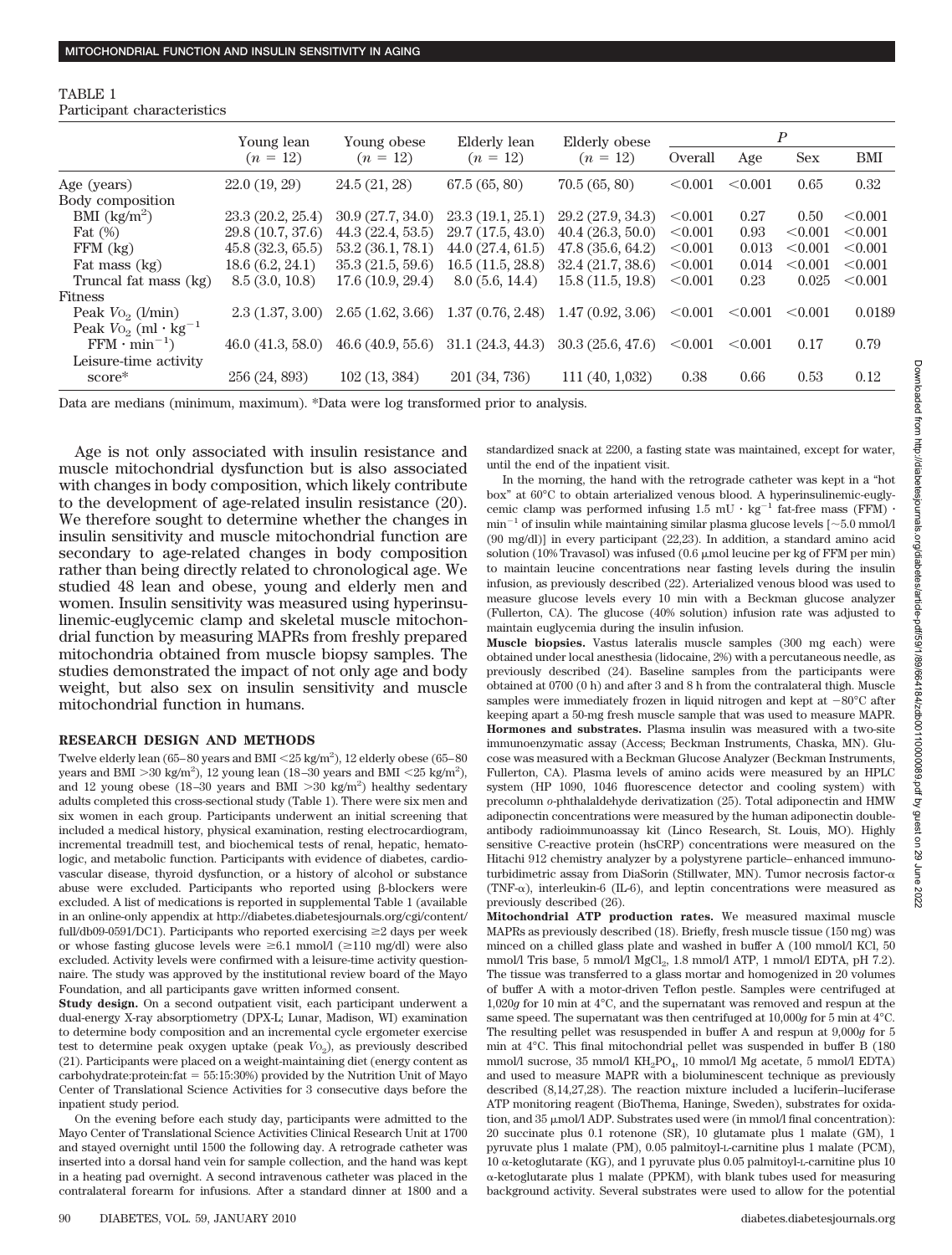TABLE 1
Participant characteristics

| | Young lean ($n$ = 12) | Young obese ($n$ = 12) | Elderly lean ($n$ = 12) | Elderly obese ($n$ = 12) | *P* | | | |
|---|---|---|---|---|---|---|---|---|
| | | | | | Overall | Age | Sex | BMI |
| Age (years) | 22.0 (19, 29) | 24.5 (21, 28) | 67.5 (65, 80) | 70.5 (65, 80) | <0.001 | <0.001 | 0.65 | 0.32 |
| Body composition | | | | | | | | |
| BMI ($kg/m^2$) | 23.3 (20.2, 25.4) | 30.9 (27.7, 34.0) | 23.3 (19.1, 25.1) | 29.2 (27.9, 34.3) | <0.001 | 0.27 | 0.50 | <0.001 |
| Fat (%) | 29.8 (10.7, 37.6) | 44.3 (22.4, 53.5) | 29.7 (17.5, 43.0) | 40.4 (26.3, 50.0) | <0.001 | 0.93 | <0.001 | <0.001 |
| FFM (kg) | 45.8 (32.3, 65.5) | 53.2 (36.1, 78.1) | 44.0 (27.4, 61.5) | 47.8 (35.6, 64.2) | <0.001 | 0.013 | <0.001 | <0.001 |
| Fat mass (kg) | 18.6 (6.2, 24.1) | 35.3 (21.5, 59.6) | 16.5 (11.5, 28.8) | 32.4 (21.7, 38.6) | <0.001 | 0.014 | <0.001 | <0.001 |
| Truncal fat mass (kg) | 8.5 (3.0, 10.8) | 17.6 (10.9, 29.4) | 8.0 (5.6, 14.4) | 15.8 (11.5, 19.8) | <0.001 | 0.23 | 0.025 | <0.001 |
| Fitness | | | | | | | | |
| Peak $V_{O_2}$ (l/min) | 2.3 (1.37, 3.00) | 2.65 (1.62, 3.66) | 1.37 (0.76, 2.48) | 1.47 (0.92, 3.06) | <0.001 | <0.001 | <0.001 | 0.0189 |
| Peak $V_{O_2}$ ($ml \cdot kg^{-1}$ FFM $\cdot min^{-1}$) | 46.0 (41.3, 58.0) | 46.6 (40.9, 55.6) | 31.1 (24.3, 44.3) | 30.3 (25.6, 47.6) | <0.001 | <0.001 | 0.17 | 0.79 |
| Leisure-time activity score* | 256 (24, 893) | 102 (13, 384) | 201 (34, 736) | 111 (40, 1,032) | 0.38 | 0.66 | 0.53 | 0.12 |

Data are medians (minimum, maximum). *Data were log transformed prior to analysis.

Age is not only associated with insulin resistance and muscle mitochondrial dysfunction but is also associated with changes in body composition, which likely contribute to the development of age-related insulin resistance (20). We therefore sought to determine whether the changes in insulin sensitivity and muscle mitochondrial function are secondary to age-related changes in body composition rather than being directly related to chronological age. We studied 48 lean and obese, young and elderly men and women. Insulin sensitivity was measured using hyperinsulinemic-euglycemic clamp and skeletal muscle mitochondrial function by measuring MAPRs from freshly prepared mitochondria obtained from muscle biopsy samples. The studies demonstrated the impact of not only age and body weight, but also sex on insulin sensitivity and muscle mitochondrial function in humans.

## RESEARCH DESIGN AND METHODS

Twelve elderly lean (65–80 years and BMI <25 $kg/m^2$), 12 elderly obese (65–80 years and BMI >30 $kg/m^2$), 12 young lean (18–30 years and BMI <25 $kg/m^2$), and 12 young obese (18–30 years and BMI >30 $kg/m^2$) healthy sedentary adults completed this cross-sectional study (Table 1). There were six men and six women in each group. Participants underwent an initial screening that included a medical history, physical examination, resting electrocardiogram, incremental treadmill test, and biochemical tests of renal, hepatic, hematologic, and metabolic function. Participants with evidence of diabetes, cardiovascular disease, thyroid dysfunction, or a history of alcohol or substance abuse were excluded. Participants who reported using β-blockers were excluded. A list of medications is reported in supplemental Table 1 (available in an online-only appendix at http://diabetes.diabetesjournals.org/cgi/content/full/db09-0591/DC1). Participants who reported exercising ≥2 days per week or whose fasting glucose levels were ≥6.1 mmol/l (≥110 mg/dl) were also excluded. Activity levels were confirmed with a leisure-time activity questionnaire. The study was approved by the institutional review board of the Mayo Foundation, and all participants gave written informed consent.

**Study design.** On a second outpatient visit, each participant underwent a dual-energy X-ray absorptiometry (DPX-L; Lunar, Madison, WI) examination to determine body composition and an incremental cycle ergometer exercise test to determine peak oxygen uptake (peak $V_{O_2}$), as previously described (21). Participants were placed on a weight-maintaining diet (energy content as carbohydrate:protein:fat = 55:15:30%) provided by the Nutrition Unit of Mayo Center of Translational Science Activities for 3 consecutive days before the inpatient study period.

On the evening before each study day, participants were admitted to the Mayo Center of Translational Science Activities Clinical Research Unit at 1700 and stayed overnight until 1500 the following day. A retrograde catheter was inserted into a dorsal hand vein for sample collection, and the hand was kept in a heating pad overnight. A second intravenous catheter was placed in the contralateral forearm for infusions. After a standard dinner at 1800 and a standardized snack at 2200, a fasting state was maintained, except for water, until the end of the inpatient visit.

In the morning, the hand with the retrograde catheter was kept in a "hot box" at 60°C to obtain arterialized venous blood. A hyperinsulinemic-euglycemic clamp was performed infusing 1.5 mU $\cdot$ $kg^{-1}$ fat-free mass (FFM) $\cdot$ $min^{-1}$ of insulin while maintaining similar plasma glucose levels [~5.0 mmol/l (90 mg/dl)] in every participant (22,23). In addition, a standard amino acid solution (10% Travasol) was infused (0.6 μmol leucine per kg of FFM per min) to maintain leucine concentrations near fasting levels during the insulin infusion, as previously described (22). Arterialized venous blood was used to measure glucose levels every 10 min with a Beckman glucose analyzer (Fullerton, CA). The glucose (40% solution) infusion rate was adjusted to maintain euglycemia during the insulin infusion.

**Muscle biopsies.** Vastus lateralis muscle samples (300 mg each) were obtained under local anesthesia (lidocaine, 2%) with a percutaneous needle, as previously described (24). Baseline samples from the participants were obtained at 0700 (0 h) and after 3 and 8 h from the contralateral thigh. Muscle samples were immediately frozen in liquid nitrogen and kept at −80°C after keeping apart a 50-mg fresh muscle sample that was used to measure MAPR.

**Hormones and substrates.** Plasma insulin was measured with a two-site immunoenzymatic assay (Access; Beckman Instruments, Chaska, MN). Glucose was measured with a Beckman Glucose Analyzer (Beckman Instruments, Fullerton, CA). Plasma levels of amino acids were measured by an HPLC system (HP 1090, 1046 fluorescence detector and cooling system) with precolumn *o*-phthalaldehyde derivatization (25). Total adiponectin and HMW adiponectin concentrations were measured by the human adiponectin double-antibody radioimmunoassay kit (Linco Research, St. Louis, MO). Highly sensitive C-reactive protein (hsCRP) concentrations were measured on the Hitachi 912 chemistry analyzer by a polystyrene particle–enhanced immunoturbidimetric assay from DiaSorin (Stillwater, MN). Tumor necrosis factor-α (TNF-α), interleukin-6 (IL-6), and leptin concentrations were measured as previously described (26).

**Mitochondrial ATP production rates.** We measured maximal muscle MAPRs as previously described (18). Briefly, fresh muscle tissue (150 mg) was minced on a chilled glass plate and washed in buffer A (100 mmol/l KCl, 50 mmol/l Tris base, 5 mmol/l $MgCl_2$, 1.8 mmol/l ATP, 1 mmol/l EDTA, pH 7.2). The tissue was transferred to a glass mortar and homogenized in 20 volumes of buffer A with a motor-driven Teflon pestle. Samples were centrifuged at 1,020*g* for 10 min at 4°C, and the supernatant was removed and respun at the same speed. The supernatant was then centrifuged at 10,000*g* for 5 min at 4°C. The resulting pellet was resuspended in buffer A and respun at 9,000*g* for 5 min at 4°C. This final mitochondrial pellet was suspended in buffer B (180 mmol/l sucrose, 35 mmol/l $KH_2PO_4$, 10 mmol/l Mg acetate, 5 mmol/l EDTA) and used to measure MAPR with a bioluminescent technique as previously described (8,14,27,28). The reaction mixture included a luciferin–luciferase ATP monitoring reagent (BioThema, Haninge, Sweden), substrates for oxidation, and 35 μmol/l ADP. Substrates used were (in mmol/l final concentration): 20 succinate plus 0.1 rotenone (SR), 10 glutamate plus 1 malate (GM), 1 pyruvate plus 1 malate (PM), 0.05 palmitoyl-L-carnitine plus 1 malate (PCM), 10 α-ketoglutarate (KG), and 1 pyruvate plus 0.05 palmitoyl-L-carnitine plus 10 α-ketoglutarate plus 1 malate (PPKM), with blank tubes used for measuring background activity. Several substrates were used to allow for the potential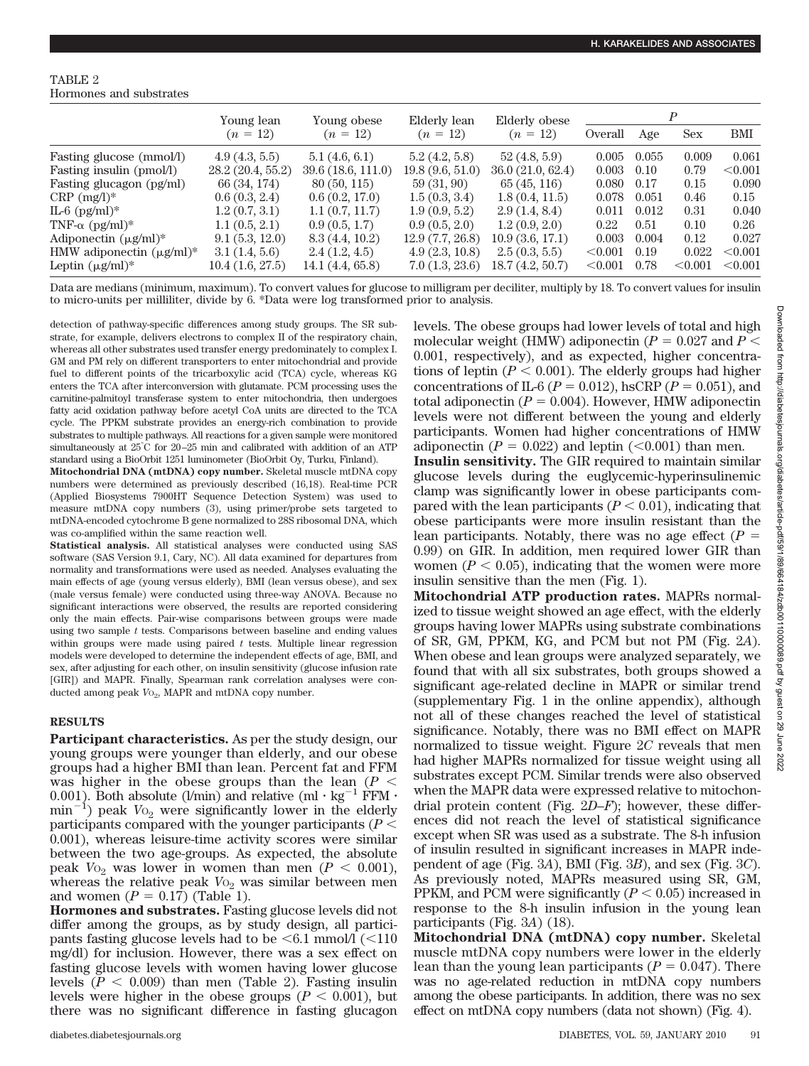TABLE 2
Hormones and substrates

| | Young lean ($n$ = 12) | Young obese ($n$ = 12) | Elderly lean ($n$ = 12) | Elderly obese ($n$ = 12) | $P$ | | | |
|---|---|---|---|---|---|---|---|---|
| | | | | | Overall | Age | Sex | BMI |
| Fasting glucose (mmol/l) | 4.9 (4.3, 5.5) | 5.1 (4.6, 6.1) | 5.2 (4.2, 5.8) | 52 (4.8, 5.9) | 0.005 | 0.055 | 0.009 | 0.061 |
| Fasting insulin (pmol/l) | 28.2 (20.4, 55.2) | 39.6 (18.6, 111.0) | 19.8 (9.6, 51.0) | 36.0 (21.0, 62.4) | 0.003 | 0.10 | 0.79 | <0.001 |
| Fasting glucagon (pg/ml) | 66 (34, 174) | 80 (50, 115) | 59 (31, 90) | 65 (45, 116) | 0.080 | 0.17 | 0.15 | 0.090 |
| CRP (mg/l)* | 0.6 (0.3, 2.4) | 0.6 (0.2, 17.0) | 1.5 (0.3, 3.4) | 1.8 (0.4, 11.5) | 0.078 | 0.051 | 0.46 | 0.15 |
| IL-6 (pg/ml)* | 1.2 (0.7, 3.1) | 1.1 (0.7, 11.7) | 1.9 (0.9, 5.2) | 2.9 (1.4, 8.4) | 0.011 | 0.012 | 0.31 | 0.040 |
| TNF-α (pg/ml)* | 1.1 (0.5, 2.1) | 0.9 (0.5, 1.7) | 0.9 (0.5, 2.0) | 1.2 (0.9, 2.0) | 0.22 | 0.51 | 0.10 | 0.26 |
| Adiponectin (μg/ml)* | 9.1 (5.3, 12.0) | 8.3 (4.4, 10.2) | 12.9 (7.7, 26.8) | 10.9 (3.6, 17.1) | 0.003 | 0.004 | 0.12 | 0.027 |
| HMW adiponectin (μg/ml)* | 3.1 (1.4, 5.6) | 2.4 (1.2, 4.5) | 4.9 (2.3, 10.8) | 2.5 (0.3, 5.5) | <0.001 | 0.19 | 0.022 | <0.001 |
| Leptin (μg/ml)* | 10.4 (1.6, 27.5) | 14.1 (4.4, 65.8) | 7.0 (1.3, 23.6) | 18.7 (4.2, 50.7) | <0.001 | 0.78 | <0.001 | <0.001 |

Data are medians (minimum, maximum). To convert values for glucose to milligram per deciliter, multiply by 18. To convert values for insulin to micro-units per milliliter, divide by 6. *Data were log transformed prior to analysis.

detection of pathway-specific differences among study groups. The SR substrate, for example, delivers electrons to complex II of the respiratory chain, whereas all other substrates used transfer energy predominately to complex I. GM and PM rely on different transporters to enter mitochondrial and provide fuel to different points of the tricarboxylic acid (TCA) cycle, whereas KG enters the TCA after interconversion with glutamate. PCM processing uses the carnitine-palmitoyl transferase system to enter mitochondria, then undergoes fatty acid oxidation pathway before acetyl CoA units are directed to the TCA cycle. The PPKM substrate provides an energy-rich combination to provide substrates to multiple pathways. All reactions for a given sample were monitored simultaneously at 25°C for 20–25 min and calibrated with addition of an ATP standard using a BioOrbit 1251 luminometer (BioOrbit Oy, Turku, Finland).

**Mitochondrial DNA (mtDNA) copy number.** Skeletal muscle mtDNA copy numbers were determined as previously described (16,18). Real-time PCR (Applied Biosystems 7900HT Sequence Detection System) was used to measure mtDNA copy numbers (3), using primer/probe sets targeted to mtDNA-encoded cytochrome B gene normalized to 28S ribosomal DNA, which was co-amplified within the same reaction well.

**Statistical analysis.** All statistical analyses were conducted using SAS software (SAS Version 9.1, Cary, NC). All data examined for departures from normality and transformations were used as needed. Analyses evaluating the main effects of age (young versus elderly), BMI (lean versus obese), and sex (male versus female) were conducted using three-way ANOVA. Because no significant interactions were observed, the results are reported considering only the main effects. Pair-wise comparisons between groups were made using two sample $t$ tests. Comparisons between baseline and ending values within groups were made using paired $t$ tests. Multiple linear regression models were developed to determine the independent effects of age, BMI, and sex, after adjusting for each other, on insulin sensitivity (glucose infusion rate [GIR]) and MAPR. Finally, Spearman rank correlation analyses were conducted among peak $V_{O_2}$, MAPR and mtDNA copy number.

## RESULTS

**Participant characteristics.** As per the study design, our young groups were younger than elderly, and our obese groups had a higher BMI than lean. Percent fat and FFM were higher in the obese groups than the lean ($P <$ 0.001). Both absolute (l/min) and relative (ml · kg$^{-1}$ FFM · min$^{-1}$) peak $V_{O_2}$ were significantly lower in the elderly participants compared with the younger participants ($P <$ 0.001), whereas leisure-time activity scores were similar between the two age-groups. As expected, the absolute peak $V_{O_2}$ was lower in women than men ($P < 0.001$), whereas the relative peak $V_{O_2}$ was similar between men and women ($P = 0.17$) (Table 1).

**Hormones and substrates.** Fasting glucose levels did not differ among the groups, as by study design, all participants fasting glucose levels had to be <6.1 mmol/l (<110 mg/dl) for inclusion. However, there was a sex effect on fasting glucose levels with women having lower glucose levels ($P < 0.009$) than men (Table 2). Fasting insulin levels were higher in the obese groups ($P < 0.001$), but there was no significant difference in fasting glucagon levels. The obese groups had lower levels of total and high molecular weight (HMW) adiponectin ($P = 0.027$ and $P <$ 0.001, respectively), and as expected, higher concentrations of leptin ($P < 0.001$). The elderly groups had higher concentrations of IL-6 ($P = 0.012$), hsCRP ($P = 0.051$), and total adiponectin ($P = 0.004$). However, HMW adiponectin levels were not different between the young and elderly participants. Women had higher concentrations of HMW adiponectin ($P = 0.022$) and leptin (<0.001) than men.

**Insulin sensitivity.** The GIR required to maintain similar glucose levels during the euglycemic-hyperinsulinemic clamp was significantly lower in obese participants compared with the lean participants ($P < 0.01$), indicating that obese participants were more insulin resistant than the lean participants. Notably, there was no age effect ($P =$ 0.99) on GIR. In addition, men required lower GIR than women ($P < 0.05$), indicating that the women were more insulin sensitive than the men (Fig. 1).

**Mitochondrial ATP production rates.** MAPRs normalized to tissue weight showed an age effect, with the elderly groups having lower MAPRs using substrate combinations of SR, GM, PPKM, KG, and PCM but not PM (Fig. 2*A*). When obese and lean groups were analyzed separately, we found that with all six substrates, both groups showed a significant age-related decline in MAPR or similar trend (supplementary Fig. 1 in the online appendix), although not all of these changes reached the level of statistical significance. Notably, there was no BMI effect on MAPR normalized to tissue weight. Figure 2*C* reveals that men had higher MAPRs normalized for tissue weight using all substrates except PCM. Similar trends were also observed when the MAPR data were expressed relative to mitochondrial protein content (Fig. 2*D–F*); however, these differences did not reach the level of statistical significance except when SR was used as a substrate. The 8-h infusion of insulin resulted in significant increases in MAPR independent of age (Fig. 3*A*), BMI (Fig. 3*B*), and sex (Fig. 3*C*). As previously noted, MAPRs measured using SR, GM, PPKM, and PCM were significantly ($P < 0.05$) increased in response to the 8-h insulin infusion in the young lean participants (Fig. 3*A*) (18).

**Mitochondrial DNA (mtDNA) copy number.** Skeletal muscle mtDNA copy numbers were lower in the elderly lean than the young lean participants ($P = 0.047$). There was no age-related reduction in mtDNA copy numbers among the obese participants. In addition, there was no sex effect on mtDNA copy numbers (data not shown) (Fig. 4).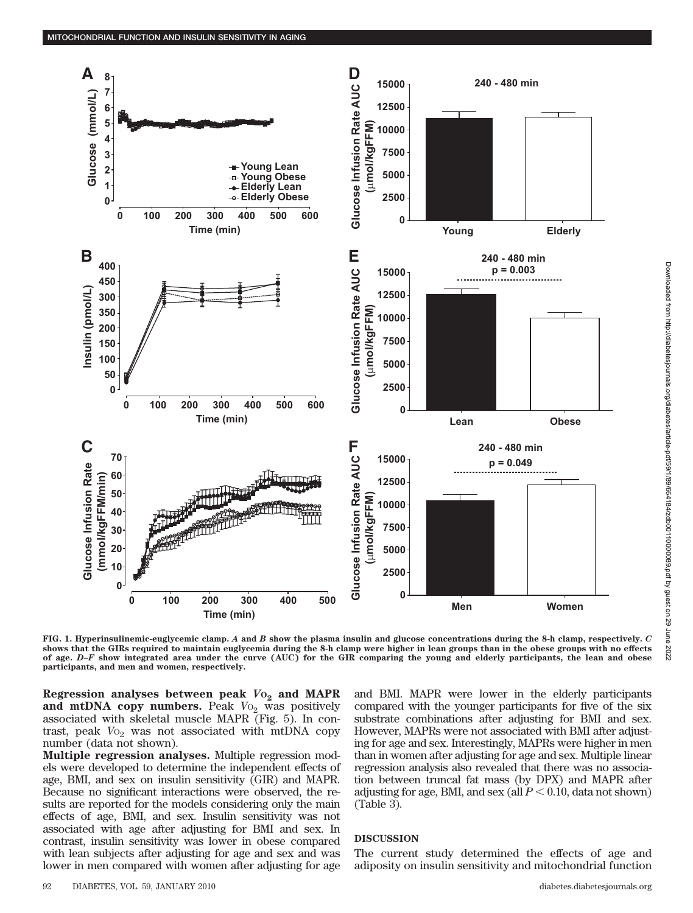FIG. 1. Hyperinsulinemic-euglycemic clamp. *A* and *B* show the plasma insulin and glucose concentrations during the 8-h clamp, respectively. *C* shows that the GIRs required to maintain euglycemia during the 8-h clamp were higher in lean groups than in the obese groups with no effects of age. *D–F* show integrated area under the curve (AUC) for the GIR comparing the young and elderly participants, the lean and obese participants, and men and women, respectively.

**Regression analyses between peak $V_{O_2}$ and MAPR and mtDNA copy numbers.** Peak $V_{O_2}$ was positively associated with skeletal muscle MAPR (Fig. 5). In contrast, peak $V_{O_2}$ was not associated with mtDNA copy number (data not shown).

**Multiple regression analyses.** Multiple regression models were developed to determine the independent effects of age, BMI, and sex on insulin sensitivity (GIR) and MAPR. Because no significant interactions were observed, the results are reported for the models considering only the main effects of age, BMI, and sex. Insulin sensitivity was not associated with age after adjusting for BMI and sex. In contrast, insulin sensitivity was lower in obese compared with lean subjects after adjusting for age and sex and was lower in men compared with women after adjusting for age and BMI. MAPR were lower in the elderly participants compared with the younger participants for five of the six substrate combinations after adjusting for BMI and sex. However, MAPRs were not associated with BMI after adjusting for age and sex. Interestingly, MAPRs were higher in men than in women after adjusting for age and sex. Multiple linear regression analysis also revealed that there was no association between truncal fat mass (by DPX) and MAPR after adjusting for age, BMI, and sex (all $P < 0.10$, data not shown) (Table 3).

## DISCUSSION

The current study determined the effects of age and adiposity on insulin sensitivity and mitochondrial function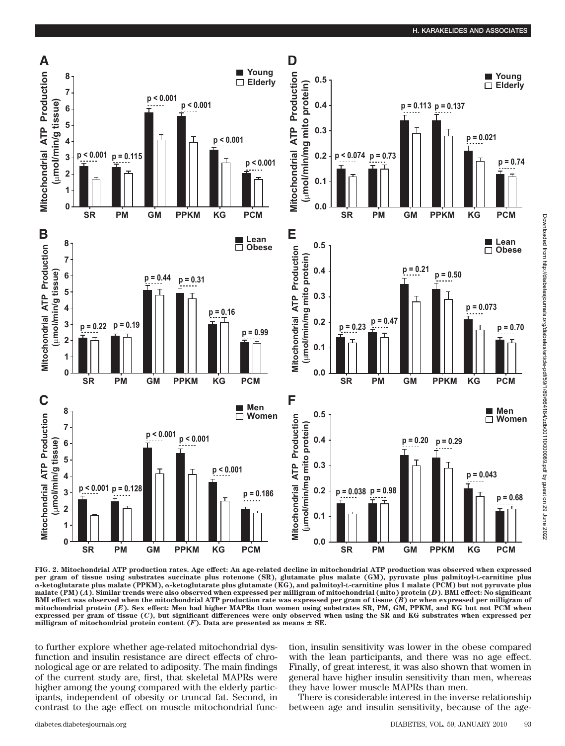FIG. 2. Mitochondrial ATP production rates. Age effect: An age-related decline in mitochondrial ATP production was observed when expressed per gram of tissue using substrates succinate plus rotenone (SR), glutamate plus malate (GM), pyruvate plus palmitoyl-L-carnitine plus α-ketoglutarate plus malate (PPKM), α-ketoglutarate plus glutamate (KG), and palmitoyl-L-carnitine plus 1 malate (PCM) but not pyruvate plus malate (PM) (*A*). Similar trends were also observed when expressed per milligram of mitochondrial (mito) protein (*D*). BMI effect: No significant BMI effect was observed when the mitochondrial ATP production rate was expressed per gram of tissue (*B*) or when expressed per milligram of mitochondrial protein (*E*). Sex effect: Men had higher MAPRs than women using substrates SR, PM, GM, PPKM, and KG but not PCM when expressed per gram of tissue (*C*), but significant differences were only observed when using the SR and KG substrates when expressed per milligram of mitochondrial protein content (*F*). Data are presented as means ± SE.

to further explore whether age-related mitochondrial dysfunction and insulin resistance are direct effects of chronological age or are related to adiposity. The main findings of the current study are, first, that skeletal MAPRs were higher among the young compared with the elderly participants, independent of obesity or truncal fat. Second, in contrast to the age effect on muscle mitochondrial function, insulin sensitivity was lower in the obese compared with the lean participants, and there was no age effect. Finally, of great interest, it was also shown that women in general have higher insulin sensitivity than men, whereas they have lower muscle MAPRs than men.

There is considerable interest in the inverse relationship between age and insulin sensitivity, because of the age-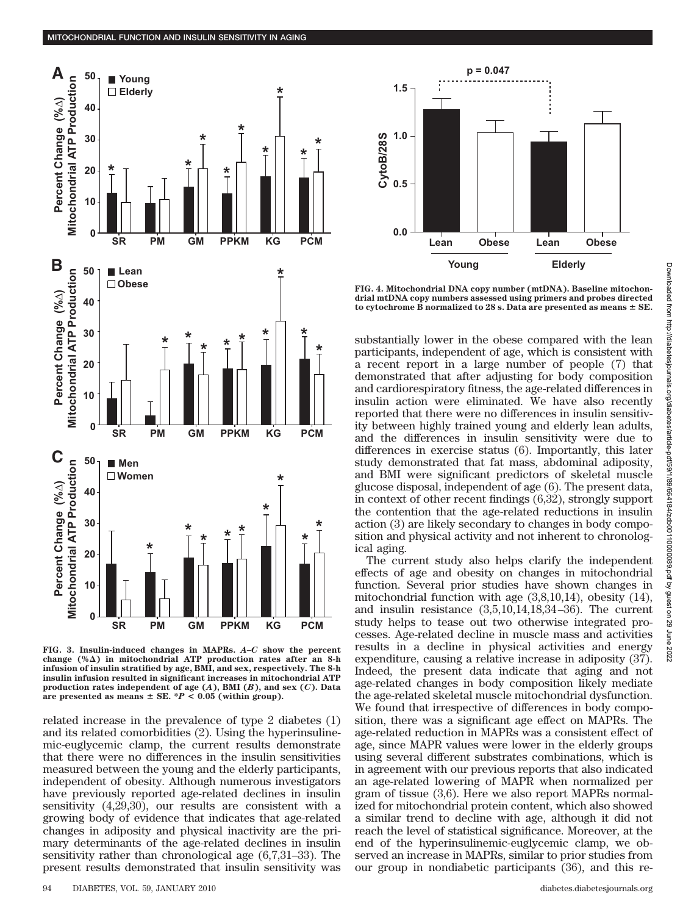FIG. 3. Insulin-induced changes in MAPRs. *A–C* show the percent change (%Δ) in mitochondrial ATP production rates after an 8-h infusion of insulin stratified by age, BMI, and sex, respectively. The 8-h insulin infusion resulted in significant increases in mitochondrial ATP production rates independent of age (*A*), BMI (*B*), and sex (*C*). Data are presented as means ± SE. *$P < 0.05$ (within group).

FIG. 4. Mitochondrial DNA copy number (mtDNA). Baseline mitochondrial mtDNA copy numbers assessed using primers and probes directed to cytochrome B normalized to 28 s. Data are presented as means ± SE.

related increase in the prevalence of type 2 diabetes (1) and its related comorbidities (2). Using the hyperinsulinemic-euglycemic clamp, the current results demonstrate that there were no differences in the insulin sensitivities measured between the young and the elderly participants, independent of obesity. Although numerous investigators have previously reported age-related declines in insulin sensitivity (4,29,30), our results are consistent with a growing body of evidence that indicates that age-related changes in adiposity and physical inactivity are the primary determinants of the age-related declines in insulin sensitivity rather than chronological age (6,7,31–33). The present results demonstrated that insulin sensitivity was substantially lower in the obese compared with the lean participants, independent of age, which is consistent with a recent report in a large number of people (7) that demonstrated that after adjusting for body composition and cardiorespiratory fitness, the age-related differences in insulin action were eliminated. We have also recently reported that there were no differences in insulin sensitivity between highly trained young and elderly lean adults, and the differences in insulin sensitivity were due to differences in exercise status (6). Importantly, this later study demonstrated that fat mass, abdominal adiposity, and BMI were significant predictors of skeletal muscle glucose disposal, independent of age (6). The present data, in context of other recent findings (6,32), strongly support the contention that the age-related reductions in insulin action (3) are likely secondary to changes in body composition and physical activity and not inherent to chronological aging.

The current study also helps clarify the independent effects of age and obesity on changes in mitochondrial function. Several prior studies have shown changes in mitochondrial function with age (3,8,10,14), obesity (14), and insulin resistance (3,5,10,14,18,34–36). The current study helps to tease out two otherwise integrated processes. Age-related decline in muscle mass and activities results in a decline in physical activities and energy expenditure, causing a relative increase in adiposity (37). Indeed, the present data indicate that aging and not age-related changes in body composition likely mediate the age-related skeletal muscle mitochondrial dysfunction. We found that irrespective of differences in body composition, there was a significant age effect on MAPRs. The age-related reduction in MAPRs was a consistent effect of age, since MAPR values were lower in the elderly groups using several different substrates combinations, which is in agreement with our previous reports that also indicated an age-related lowering of MAPR when normalized per gram of tissue (3,6). Here we also report MAPRs normalized for mitochondrial protein content, which also showed a similar trend to decline with age, although it did not reach the level of statistical significance. Moreover, at the end of the hyperinsulinemic-euglycemic clamp, we observed an increase in MAPRs, similar to prior studies from our group in nondiabetic participants (36), and this re-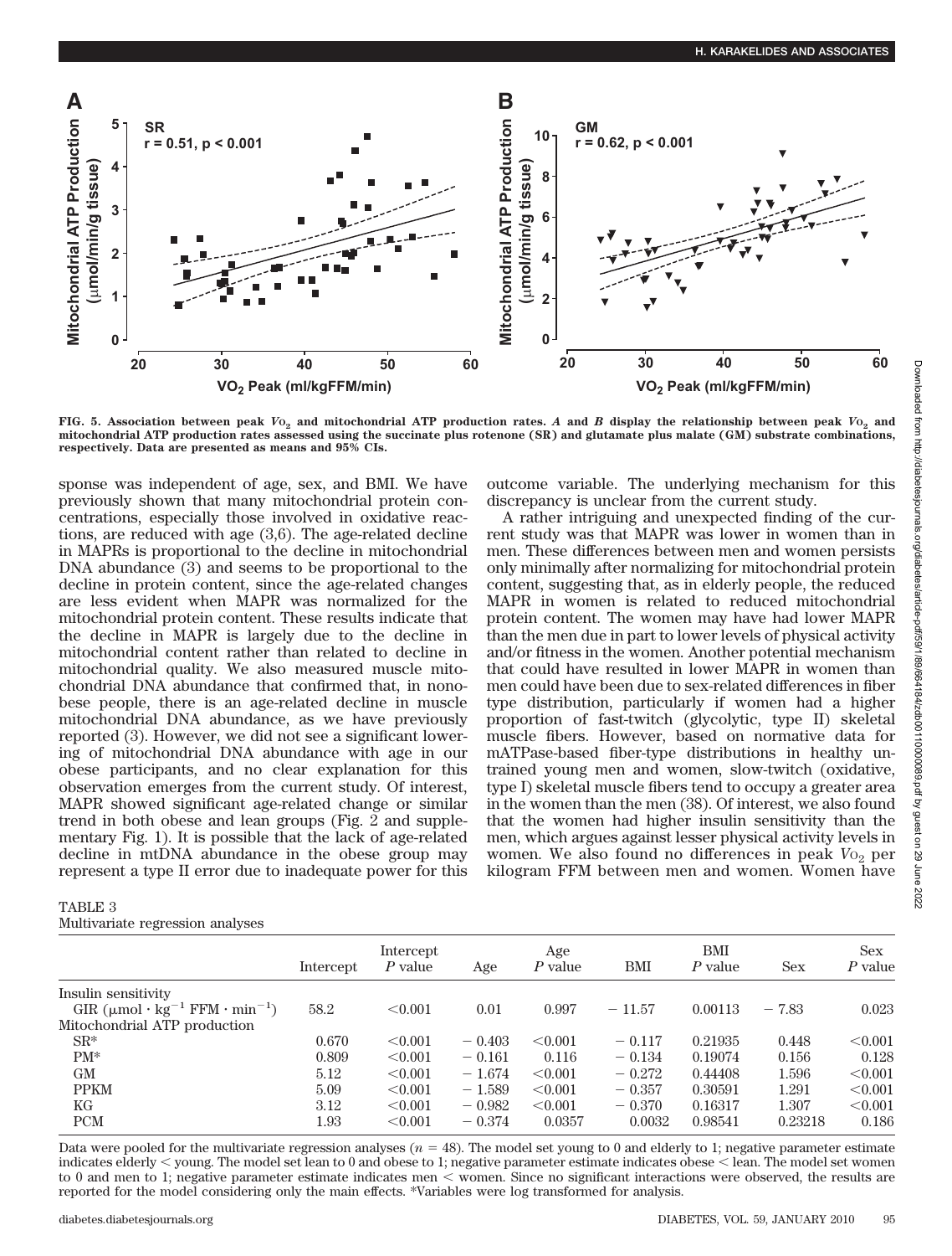A
SR
r = 0.51, p < 0.001
Mitochondrial ATP Production (μmol/min/g tissue)
0
1
2
3
4
5
20 30 40 50 60
$VO_2$ Peak (ml/kgFFM/min)

B
GM
r = 0.62, p < 0.001
Mitochondrial ATP Production (μmol/min/g tissue)
0
2
4
6
8
10
20 30 40 50 60
$VO_2$ Peak (ml/kgFFM/min)

**FIG. 5. Association between peak $\dot{V}O_2$ and mitochondrial ATP production rates. *A* and *B* display the relationship between peak $\dot{V}O_2$ and mitochondrial ATP production rates assessed using the succinate plus rotenone (SR) and glutamate plus malate (GM) substrate combinations, respectively. Data are presented as means and 95% CIs.**

sponse was independent of age, sex, and BMI. We have previously shown that many mitochondrial protein concentrations, especially those involved in oxidative reactions, are reduced with age (3,6). The age-related decline in MAPRs is proportional to the decline in mitochondrial DNA abundance (3) and seems to be proportional to the decline in protein content, since the age-related changes are less evident when MAPR was normalized for the mitochondrial protein content. These results indicate that the decline in MAPR is largely due to the decline in mitochondrial content rather than related to decline in mitochondrial quality. We also measured muscle mitochondrial DNA abundance that confirmed that, in nonobese people, there is an age-related decline in muscle mitochondrial DNA abundance, as we have previously reported (3). However, we did not see a significant lowering of mitochondrial DNA abundance with age in our obese participants, and no clear explanation for this observation emerges from the current study. Of interest, MAPR showed significant age-related change or similar trend in both obese and lean groups (Fig. 2 and supplementary Fig. 1). It is possible that the lack of age-related decline in mtDNA abundance in the obese group may represent a type II error due to inadequate power for this outcome variable. The underlying mechanism for this discrepancy is unclear from the current study.

A rather intriguing and unexpected finding of the current study was that MAPR was lower in women than in men. These differences between men and women persists only minimally after normalizing for mitochondrial protein content, suggesting that, as in elderly people, the reduced MAPR in women is related to reduced mitochondrial protein content. The women may have had lower MAPR than the men due in part to lower levels of physical activity and/or fitness in the women. Another potential mechanism that could have resulted in lower MAPR in women than men could have been due to sex-related differences in fiber type distribution, particularly if women had a higher proportion of fast-twitch (glycolytic, type II) skeletal muscle fibers. However, based on normative data for mATPase-based fiber-type distributions in healthy untrained young men and women, slow-twitch (oxidative, type I) skeletal muscle fibers tend to occupy a greater area in the women than the men (38). Of interest, we also found that the women had higher insulin sensitivity than the men, which argues against lesser physical activity levels in women. We also found no differences in peak $\dot{V}O_2$ per kilogram FFM between men and women. Women have

TABLE 3
Multivariate regression analyses

| | Intercept | Intercept *P* value | Age | Age *P* value | BMI | BMI *P* value | Sex | Sex *P* value |
|---|---|---|---|---|---|---|---|---|
| Insulin sensitivity | | | | | | | | |
| GIR ($\mu mol \cdot kg^{-1}$ FFM $\cdot min^{-1}$) | 58.2 | <0.001 | 0.01 | 0.997 | −11.57 | 0.00113 | −7.83 | 0.023 |
| Mitochondrial ATP production | | | | | | | | |
| SR* | 0.670 | <0.001 | −0.403 | <0.001 | −0.117 | 0.21935 | 0.448 | <0.001 |
| PM* | 0.809 | <0.001 | −0.161 | 0.116 | −0.134 | 0.19074 | 0.156 | 0.128 |
| GM | 5.12 | <0.001 | −1.674 | <0.001 | −0.272 | 0.44408 | 1.596 | <0.001 |
| PPKM | 5.09 | <0.001 | −1.589 | <0.001 | −0.357 | 0.30591 | 1.291 | <0.001 |
| KG | 3.12 | <0.001 | −0.982 | <0.001 | −0.370 | 0.16317 | 1.307 | <0.001 |
| PCM | 1.93 | <0.001 | −0.374 | 0.0357 | 0.0032 | 0.98541 | 0.23218 | 0.186 |

Data were pooled for the multivariate regression analyses ($n$ = 48). The model set young to 0 and elderly to 1; negative parameter estimate indicates elderly < young. The model set lean to 0 and obese to 1; negative parameter estimate indicates obese < lean. The model set women to 0 and men to 1; negative parameter estimate indicates men < women. Since no significant interactions were observed, the results are reported for the model considering only the main effects. *Variables were log transformed for analysis.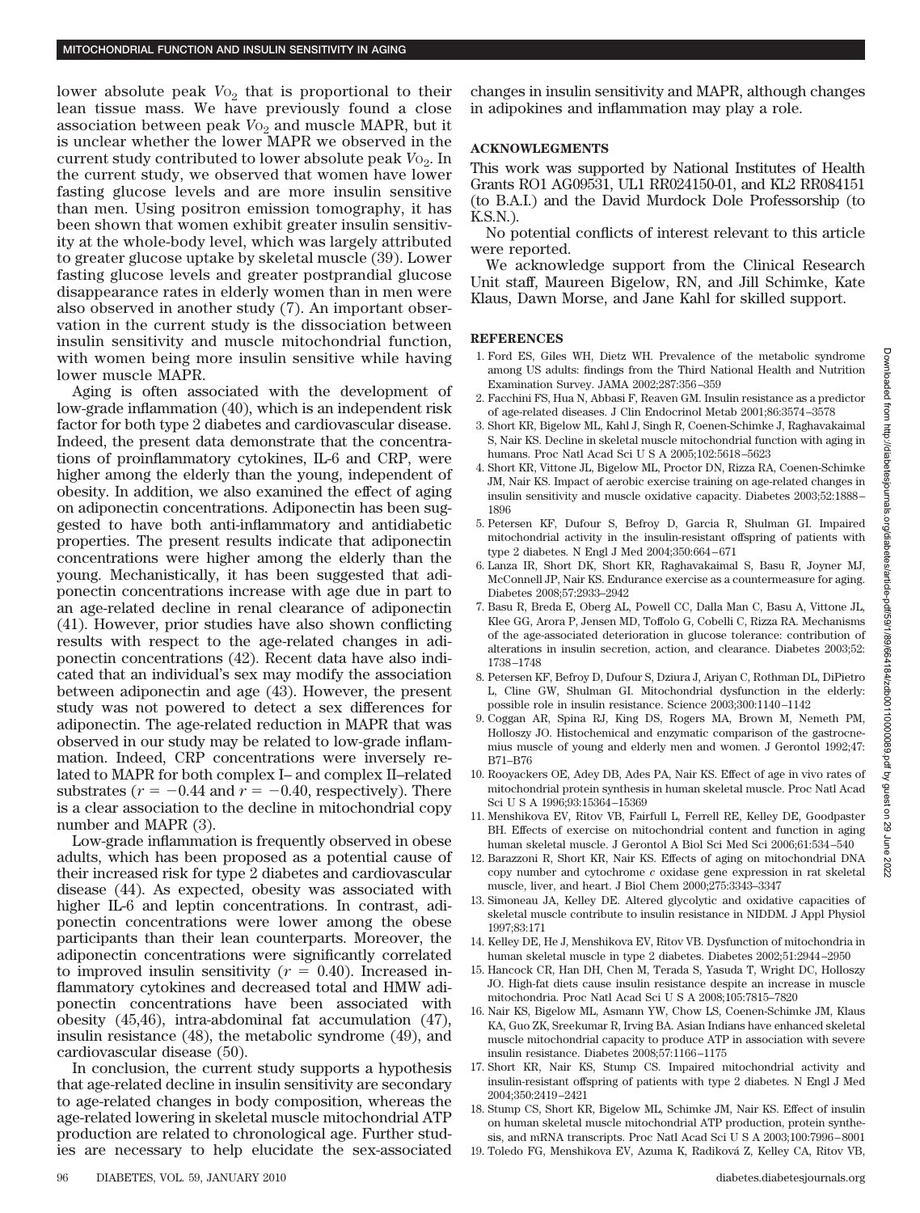lower absolute peak $V_{O_2}$ that is proportional to their lean tissue mass. We have previously found a close association between peak $V_{O_2}$ and muscle MAPR, but it is unclear whether the lower MAPR we observed in the current study contributed to lower absolute peak $V_{O_2}$. In the current study, we observed that women have lower fasting glucose levels and are more insulin sensitive than men. Using positron emission tomography, it has been shown that women exhibit greater insulin sensitivity at the whole-body level, which was largely attributed to greater glucose uptake by skeletal muscle (39). Lower fasting glucose levels and greater postprandial glucose disappearance rates in elderly women than in men were also observed in another study (7). An important observation in the current study is the dissociation between insulin sensitivity and muscle mitochondrial function, with women being more insulin sensitive while having lower muscle MAPR.

Aging is often associated with the development of low-grade inflammation (40), which is an independent risk factor for both type 2 diabetes and cardiovascular disease. Indeed, the present data demonstrate that the concentrations of proinflammatory cytokines, IL-6 and CRP, were higher among the elderly than the young, independent of obesity. In addition, we also examined the effect of aging on adiponectin concentrations. Adiponectin has been suggested to have both anti-inflammatory and antidiabetic properties. The present results indicate that adiponectin concentrations were higher among the elderly than the young. Mechanistically, it has been suggested that adiponectin concentrations increase with age due in part to an age-related decline in renal clearance of adiponectin (41). However, prior studies have also shown conflicting results with respect to the age-related changes in adiponectin concentrations (42). Recent data have also indicated that an individual's sex may modify the association between adiponectin and age (43). However, the present study was not powered to detect a sex differences for adiponectin. The age-related reduction in MAPR that was observed in our study may be related to low-grade inflammation. Indeed, CRP concentrations were inversely related to MAPR for both complex I– and complex II–related substrates ($r = -0.44$ and $r = -0.40$, respectively). There is a clear association to the decline in mitochondrial copy number and MAPR (3).

Low-grade inflammation is frequently observed in obese adults, which has been proposed as a potential cause of their increased risk for type 2 diabetes and cardiovascular disease (44). As expected, obesity was associated with higher IL-6 and leptin concentrations. In contrast, adiponectin concentrations were lower among the obese participants than their lean counterparts. Moreover, the adiponectin concentrations were significantly correlated to improved insulin sensitivity ($r = 0.40$). Increased inflammatory cytokines and decreased total and HMW adiponectin concentrations have been associated with obesity (45,46), intra-abdominal fat accumulation (47), insulin resistance (48), the metabolic syndrome (49), and cardiovascular disease (50).

In conclusion, the current study supports a hypothesis that age-related decline in insulin sensitivity are secondary to age-related changes in body composition, whereas the age-related lowering in skeletal muscle mitochondrial ATP production are related to chronological age. Further studies are necessary to help elucidate the sex-associated changes in insulin sensitivity and MAPR, although changes in adipokines and inflammation may play a role.

## ACKNOWLEGMENTS

This work was supported by National Institutes of Health Grants RO1 AG09531, UL1 RR024150-01, and KL2 RR084151 (to B.A.I.) and the David Murdock Dole Professorship (to K.S.N.).

No potential conflicts of interest relevant to this article were reported.

We acknowledge support from the Clinical Research Unit staff, Maureen Bigelow, RN, and Jill Schimke, Kate Klaus, Dawn Morse, and Jane Kahl for skilled support.

## REFERENCES

1. Ford ES, Giles WH, Dietz WH. Prevalence of the metabolic syndrome among US adults: findings from the Third National Health and Nutrition Examination Survey. JAMA 2002;287:356–359
2. Facchini FS, Hua N, Abbasi F, Reaven GM. Insulin resistance as a predictor of age-related diseases. J Clin Endocrinol Metab 2001;86:3574–3578
3. Short KR, Bigelow ML, Kahl J, Singh R, Coenen-Schimke J, Raghavakaimal S, Nair KS. Decline in skeletal muscle mitochondrial function with aging in humans. Proc Natl Acad Sci U S A 2005;102:5618–5623
4. Short KR, Vittone JL, Bigelow ML, Proctor DN, Rizza RA, Coenen-Schimke JM, Nair KS. Impact of aerobic exercise training on age-related changes in insulin sensitivity and muscle oxidative capacity. Diabetes 2003;52:1888–1896
5. Petersen KF, Dufour S, Befroy D, Garcia R, Shulman GI. Impaired mitochondrial activity in the insulin-resistant offspring of patients with type 2 diabetes. N Engl J Med 2004;350:664–671
6. Lanza IR, Short DK, Short KR, Raghavakaimal S, Basu R, Joyner MJ, McConnell JP, Nair KS. Endurance exercise as a countermeasure for aging. Diabetes 2008;57:2933–2942
7. Basu R, Breda E, Oberg AL, Powell CC, Dalla Man C, Basu A, Vittone JL, Klee GG, Arora P, Jensen MD, Toffolo G, Cobelli C, Rizza RA. Mechanisms of the age-associated deterioration in glucose tolerance: contribution of alterations in insulin secretion, action, and clearance. Diabetes 2003;52:1738–1748
8. Petersen KF, Befroy D, Dufour S, Dziura J, Ariyan C, Rothman DL, DiPietro L, Cline GW, Shulman GI. Mitochondrial dysfunction in the elderly: possible role in insulin resistance. Science 2003;300:1140–1142
9. Coggan AR, Spina RJ, King DS, Rogers MA, Brown M, Nemeth PM, Holloszy JO. Histochemical and enzymatic comparison of the gastrocnemius muscle of young and elderly men and women. J Gerontol 1992;47:B71–B76
10. Rooyackers OE, Adey DB, Ades PA, Nair KS. Effect of age in vivo rates of mitochondrial protein synthesis in human skeletal muscle. Proc Natl Acad Sci U S A 1996;93:15364–15369
11. Menshikova EV, Ritov VB, Fairfull L, Ferrell RE, Kelley DE, Goodpaster BH. Effects of exercise on mitochondrial content and function in aging human skeletal muscle. J Gerontol A Biol Sci Med Sci 2006;61:534–540
12. Barazzoni R, Short KR, Nair KS. Effects of aging on mitochondrial DNA copy number and cytochrome *c* oxidase gene expression in rat skeletal muscle, liver, and heart. J Biol Chem 2000;275:3343–3347
13. Simoneau JA, Kelley DE. Altered glycolytic and oxidative capacities of skeletal muscle contribute to insulin resistance in NIDDM. J Appl Physiol 1997;83:171
14. Kelley DE, He J, Menshikova EV, Ritov VB. Dysfunction of mitochondria in human skeletal muscle in type 2 diabetes. Diabetes 2002;51:2944–2950
15. Hancock CR, Han DH, Chen M, Terada S, Yasuda T, Wright DC, Holloszy JO. High-fat diets cause insulin resistance despite an increase in muscle mitochondria. Proc Natl Acad Sci U S A 2008;105:7815–7820
16. Nair KS, Bigelow ML, Asmann YW, Chow LS, Coenen-Schimke JM, Klaus KA, Guo ZK, Sreekumar R, Irving BA. Asian Indians have enhanced skeletal muscle mitochondrial capacity to produce ATP in association with severe insulin resistance. Diabetes 2008;57:1166–1175
17. Short KR, Nair KS, Stump CS. Impaired mitochondrial activity and insulin-resistant offspring of patients with type 2 diabetes. N Engl J Med 2004;350:2419–2421
18. Stump CS, Short KR, Bigelow ML, Schimke JM, Nair KS. Effect of insulin on human skeletal muscle mitochondrial ATP production, protein synthesis, and mRNA transcripts. Proc Natl Acad Sci U S A 2003;100:7996–8001
19. Toledo FG, Menshikova EV, Azuma K, Radiková Z, Kelley CA, Ritov VB,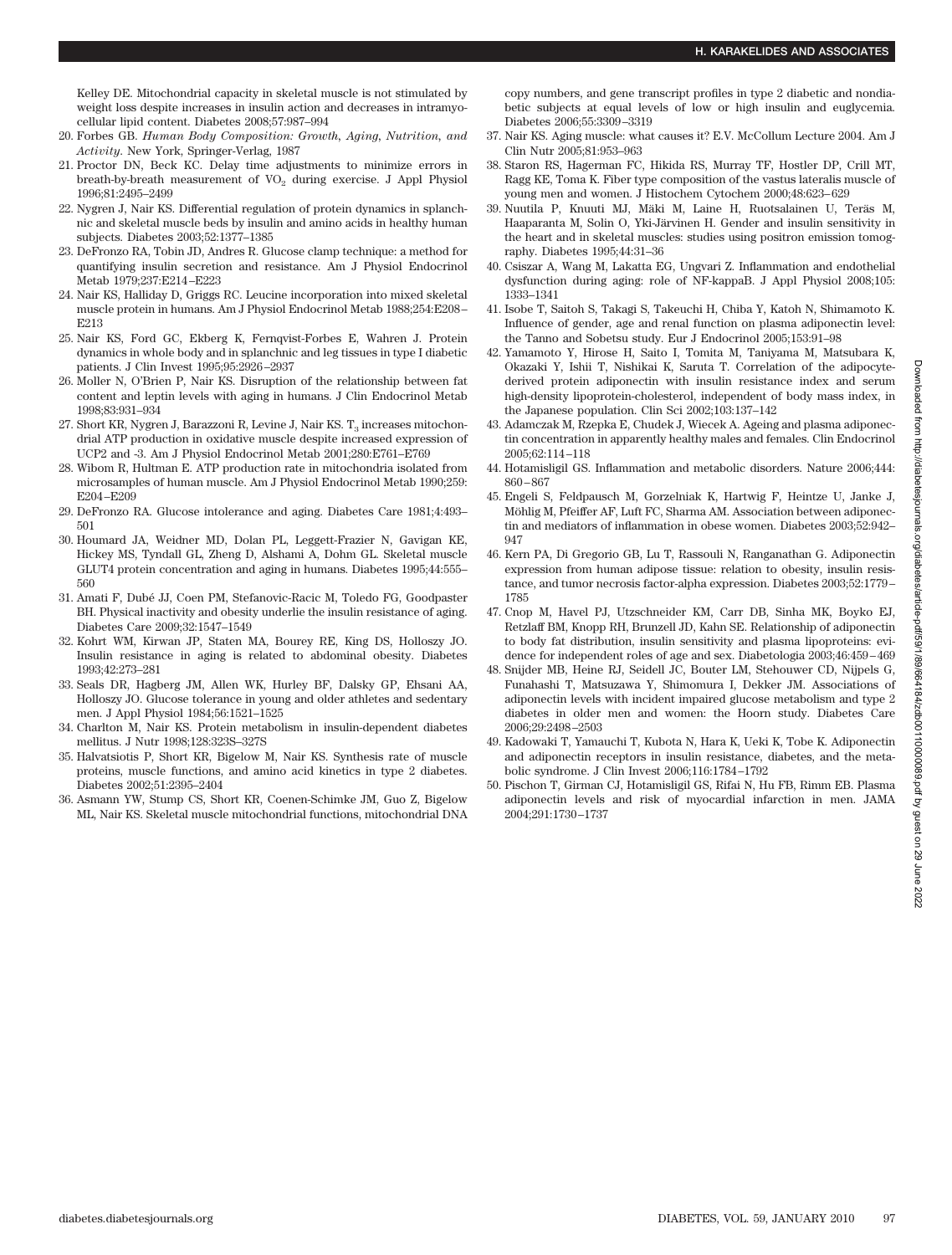Kelley DE. Mitochondrial capacity in skeletal muscle is not stimulated by weight loss despite increases in insulin action and decreases in intramyocellular lipid content. Diabetes 2008;57:987–994

20. Forbes GB. *Human Body Composition: Growth, Aging, Nutrition, and Activity*. New York, Springer-Verlag, 1987
21. Proctor DN, Beck KC. Delay time adjustments to minimize errors in breath-by-breath measurement of $VO_2$ during exercise. J Appl Physiol 1996;81:2495–2499
22. Nygren J, Nair KS. Differential regulation of protein dynamics in splanchnic and skeletal muscle beds by insulin and amino acids in healthy human subjects. Diabetes 2003;52:1377–1385
23. DeFronzo RA, Tobin JD, Andres R. Glucose clamp technique: a method for quantifying insulin secretion and resistance. Am J Physiol Endocrinol Metab 1979;237:E214–E223
24. Nair KS, Halliday D, Griggs RC. Leucine incorporation into mixed skeletal muscle protein in humans. Am J Physiol Endocrinol Metab 1988;254:E208–E213
25. Nair KS, Ford GC, Ekberg K, Fernqvist-Forbes E, Wahren J. Protein dynamics in whole body and in splanchnic and leg tissues in type I diabetic patients. J Clin Invest 1995;95:2926–2937
26. Moller N, O'Brien P, Nair KS. Disruption of the relationship between fat content and leptin levels with aging in humans. J Clin Endocrinol Metab 1998;83:931–934
27. Short KR, Nygren J, Barazzoni R, Levine J, Nair KS. $T_3$ increases mitochondrial ATP production in oxidative muscle despite increased expression of UCP2 and -3. Am J Physiol Endocrinol Metab 2001;280:E761–E769
28. Wibom R, Hultman E. ATP production rate in mitochondria isolated from microsamples of human muscle. Am J Physiol Endocrinol Metab 1990;259:E204–E209
29. DeFronzo RA. Glucose intolerance and aging. Diabetes Care 1981;4:493–501
30. Houmard JA, Weidner MD, Dolan PL, Leggett-Frazier N, Gavigan KE, Hickey MS, Tyndall GL, Zheng D, Alshami A, Dohm GL. Skeletal muscle GLUT4 protein concentration and aging in humans. Diabetes 1995;44:555–560
31. Amati F, Dubé JJ, Coen PM, Stefanovic-Racic M, Toledo FG, Goodpaster BH. Physical inactivity and obesity underlie the insulin resistance of aging. Diabetes Care 2009;32:1547–1549
32. Kohrt WM, Kirwan JP, Staten MA, Bourey RE, King DS, Holloszy JO. Insulin resistance in aging is related to abdominal obesity. Diabetes 1993;42:273–281
33. Seals DR, Hagberg JM, Allen WK, Hurley BF, Dalsky GP, Ehsani AA, Holloszy JO. Glucose tolerance in young and older athletes and sedentary men. J Appl Physiol 1984;56:1521–1525
34. Charlton M, Nair KS. Protein metabolism in insulin-dependent diabetes mellitus. J Nutr 1998;128:323S–327S
35. Halvatsiotis P, Short KR, Bigelow M, Nair KS. Synthesis rate of muscle proteins, muscle functions, and amino acid kinetics in type 2 diabetes. Diabetes 2002;51:2395–2404
36. Asmann YW, Stump CS, Short KR, Coenen-Schimke JM, Guo Z, Bigelow ML, Nair KS. Skeletal muscle mitochondrial functions, mitochondrial DNA copy numbers, and gene transcript profiles in type 2 diabetic and nondiabetic subjects at equal levels of low or high insulin and euglycemia. Diabetes 2006;55:3309–3319
37. Nair KS. Aging muscle: what causes it? E.V. McCollum Lecture 2004. Am J Clin Nutr 2005;81:953–963
38. Staron RS, Hagerman FC, Hikida RS, Murray TF, Hostler DP, Crill MT, Ragg KE, Toma K. Fiber type composition of the vastus lateralis muscle of young men and women. J Histochem Cytochem 2000;48:623–629
39. Nuutila P, Knuuti MJ, Mäki M, Laine H, Ruotsalainen U, Teräs M, Haaparanta M, Solin O, Yki-Järvinen H. Gender and insulin sensitivity in the heart and in skeletal muscles: studies using positron emission tomography. Diabetes 1995;44:31–36
40. Csiszar A, Wang M, Lakatta EG, Ungvari Z. Inflammation and endothelial dysfunction during aging: role of NF-kappaB. J Appl Physiol 2008;105:1333–1341
41. Isobe T, Saitoh S, Takagi S, Takeuchi H, Chiba Y, Katoh N, Shimamoto K. Influence of gender, age and renal function on plasma adiponectin level: the Tanno and Sobetsu study. Eur J Endocrinol 2005;153:91–98
42. Yamamoto Y, Hirose H, Saito I, Tomita M, Taniyama M, Matsubara K, Okazaki Y, Ishii T, Nishikai K, Saruta T. Correlation of the adipocyte-derived protein adiponectin with insulin resistance index and serum high-density lipoprotein-cholesterol, independent of body mass index, in the Japanese population. Clin Sci 2002;103:137–142
43. Adamczak M, Rzepka E, Chudek J, Wiecek A. Ageing and plasma adiponectin concentration in apparently healthy males and females. Clin Endocrinol 2005;62:114–118
44. Hotamisligil GS. Inflammation and metabolic disorders. Nature 2006;444:860–867
45. Engeli S, Feldpausch M, Gorzelniak K, Hartwig F, Heintze U, Janke J, Möhlig M, Pfeiffer AF, Luft FC, Sharma AM. Association between adiponectin and mediators of inflammation in obese women. Diabetes 2003;52:942–947
46. Kern PA, Di Gregorio GB, Lu T, Rassouli N, Ranganathan G. Adiponectin expression from human adipose tissue: relation to obesity, insulin resistance, and tumor necrosis factor-alpha expression. Diabetes 2003;52:1779–1785
47. Cnop M, Havel PJ, Utzschneider KM, Carr DB, Sinha MK, Boyko EJ, Retzlaff BM, Knopp RH, Brunzell JD, Kahn SE. Relationship of adiponectin to body fat distribution, insulin sensitivity and plasma lipoproteins: evidence for independent roles of age and sex. Diabetologia 2003;46:459–469
48. Snijder MB, Heine RJ, Seidell JC, Bouter LM, Stehouwer CD, Nijpels G, Funahashi T, Matsuzawa Y, Shimomura I, Dekker JM. Associations of adiponectin levels with incident impaired glucose metabolism and type 2 diabetes in older men and women: the Hoorn study. Diabetes Care 2006;29:2498–2503
49. Kadowaki T, Yamauchi T, Kubota N, Hara K, Ueki K, Tobe K. Adiponectin and adiponectin receptors in insulin resistance, diabetes, and the metabolic syndrome. J Clin Invest 2006;116:1784–1792
50. Pischon T, Girman CJ, Hotamisligil GS, Rifai N, Hu FB, Rimm EB. Plasma adiponectin levels and risk of myocardial infarction in men. JAMA 2004;291:1730–1737